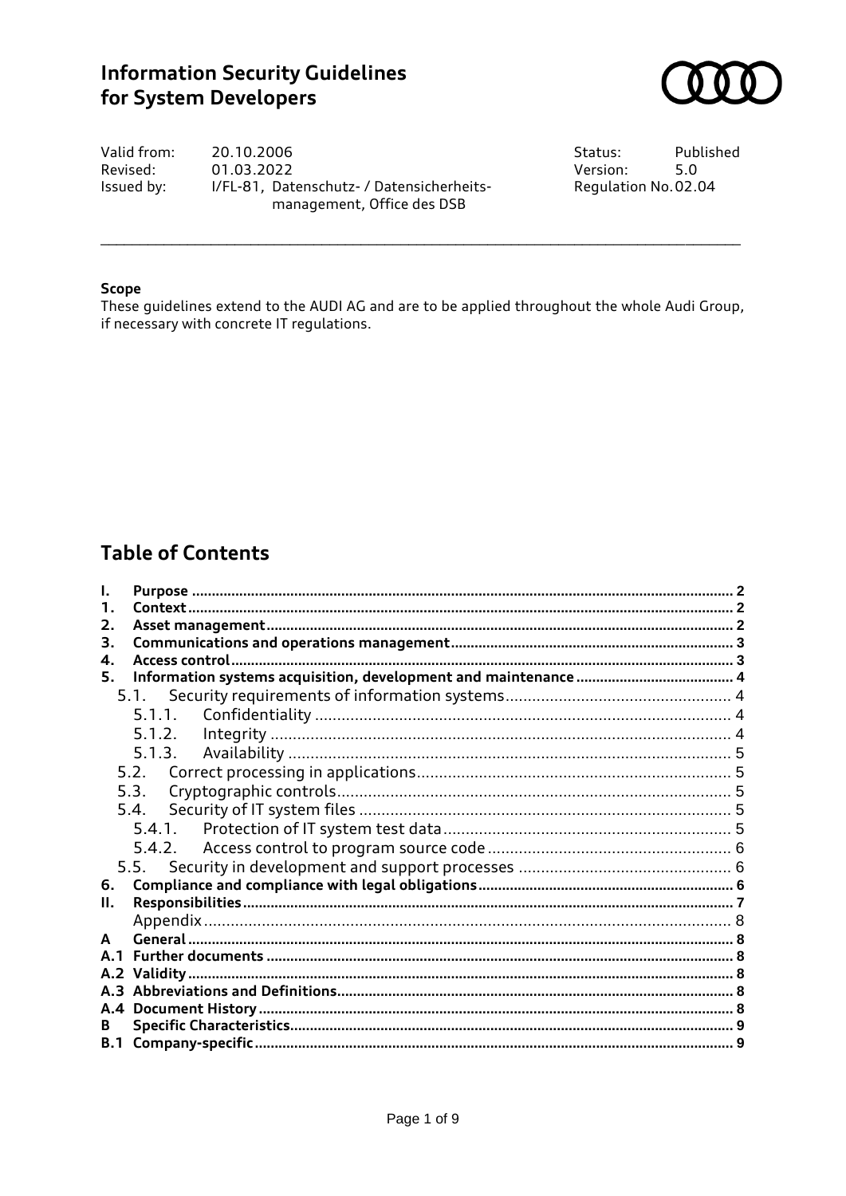# Information Security Guidelines for System Developers

| | | | |
|---|---|---|---|
| Valid from: | 20.10.2006 | Status: | Published |
| Revised: | 01.03.2022 | Version: | 5.0 |
| Issued by: | I/FL-81, Datenschutz- / Datensicherheits-management, Office des DSB | Regulation No. | 02.04 |

---

**Scope**

These guidelines extend to the AUDI AG and are to be applied throughout the whole Audi Group, if necessary with concrete IT regulations.

## Table of Contents

- **I. Purpose** ..... 2
- **1. Context** ..... 2
- **2. Asset management** ..... 2
- **3. Communications and operations management** ..... 3
- **4. Access control** ..... 3
- **5. Information systems acquisition, development and maintenance** ..... 4
  - 5.1. Security requirements of information systems ..... 4
    - 5.1.1. Confidentiality ..... 4
    - 5.1.2. Integrity ..... 4
    - 5.1.3. Availability ..... 5
  - 5.2. Correct processing in applications ..... 5
  - 5.3. Cryptographic controls ..... 5
  - 5.4. Security of IT system files ..... 5
    - 5.4.1. Protection of IT system test data ..... 5
    - 5.4.2. Access control to program source code ..... 6
  - 5.5. Security in development and support processes ..... 6
- **6. Compliance and compliance with legal obligations** ..... 6
- **II. Responsibilities** ..... 7
- Appendix ..... 8
- **A General** ..... 8
- **A.1 Further documents** ..... 8
- **A.2 Validity** ..... 8
- **A.3 Abbreviations and Definitions** ..... 8
- **A.4 Document History** ..... 8
- **B Specific Characteristics** ..... 9
- **B.1 Company-specific** ..... 9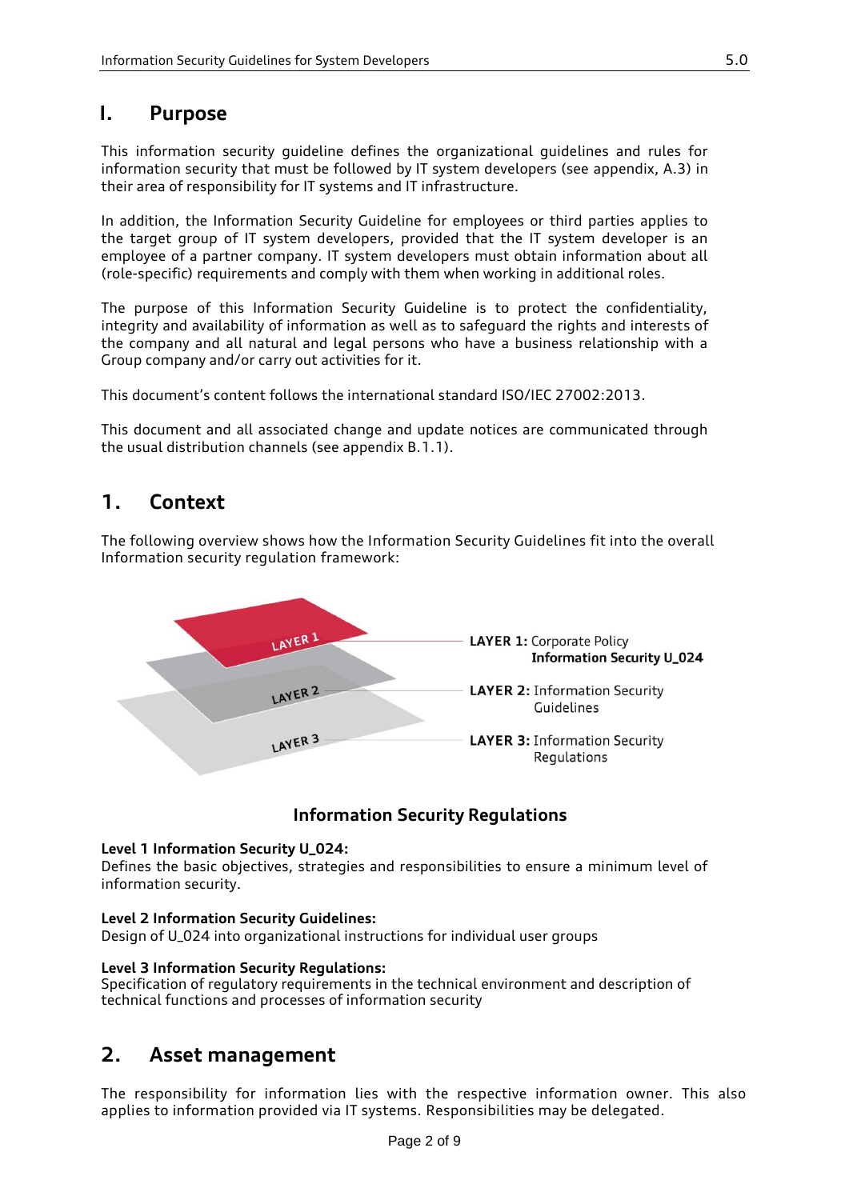# I. Purpose

This information security guideline defines the organizational guidelines and rules for information security that must be followed by IT system developers (see appendix, A.3) in their area of responsibility for IT systems and IT infrastructure.

In addition, the Information Security Guideline for employees or third parties applies to the target group of IT system developers, provided that the IT system developer is an employee of a partner company. IT system developers must obtain information about all (role-specific) requirements and comply with them when working in additional roles.

The purpose of this Information Security Guideline is to protect the confidentiality, integrity and availability of information as well as to safeguard the rights and interests of the company and all natural and legal persons who have a business relationship with a Group company and/or carry out activities for it.

This document's content follows the international standard ISO/IEC 27002:2013.

This document and all associated change and update notices are communicated through the usual distribution channels (see appendix B.1.1).

# 1. Context

The following overview shows how the Information Security Guidelines fit into the overall Information security regulation framework:

LAYER 1

LAYER 2

LAYER 3

**LAYER 1:** Corporate Policy **Information Security U_024**

**LAYER 2:** Information Security Guidelines

**LAYER 3:** Information Security Regulations

### Information Security Regulations

**Level 1 Information Security U_024:**
Defines the basic objectives, strategies and responsibilities to ensure a minimum level of information security.

**Level 2 Information Security Guidelines:**
Design of U_024 into organizational instructions for individual user groups

**Level 3 Information Security Regulations:**
Specification of regulatory requirements in the technical environment and description of technical functions and processes of information security

# 2. Asset management

The responsibility for information lies with the respective information owner. This also applies to information provided via IT systems. Responsibilities may be delegated.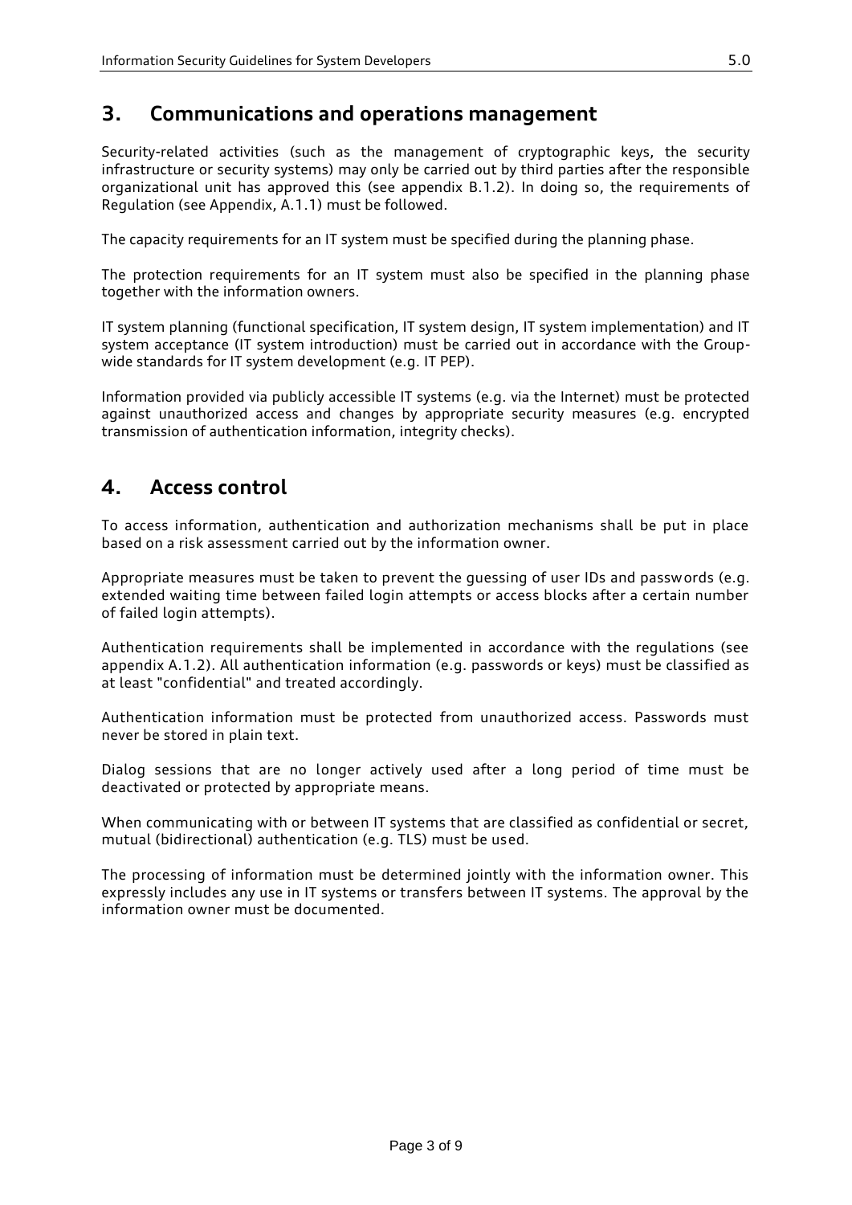## 3. Communications and operations management

Security-related activities (such as the management of cryptographic keys, the security infrastructure or security systems) may only be carried out by third parties after the responsible organizational unit has approved this (see appendix B.1.2). In doing so, the requirements of Regulation (see Appendix, A.1.1) must be followed.

The capacity requirements for an IT system must be specified during the planning phase.

The protection requirements for an IT system must also be specified in the planning phase together with the information owners.

IT system planning (functional specification, IT system design, IT system implementation) and IT system acceptance (IT system introduction) must be carried out in accordance with the Group-wide standards for IT system development (e.g. IT PEP).

Information provided via publicly accessible IT systems (e.g. via the Internet) must be protected against unauthorized access and changes by appropriate security measures (e.g. encrypted transmission of authentication information, integrity checks).

## 4. Access control

To access information, authentication and authorization mechanisms shall be put in place based on a risk assessment carried out by the information owner.

Appropriate measures must be taken to prevent the guessing of user IDs and passwords (e.g. extended waiting time between failed login attempts or access blocks after a certain number of failed login attempts).

Authentication requirements shall be implemented in accordance with the regulations (see appendix A.1.2). All authentication information (e.g. passwords or keys) must be classified as at least "confidential" and treated accordingly.

Authentication information must be protected from unauthorized access. Passwords must never be stored in plain text.

Dialog sessions that are no longer actively used after a long period of time must be deactivated or protected by appropriate means.

When communicating with or between IT systems that are classified as confidential or secret, mutual (bidirectional) authentication (e.g. TLS) must be used.

The processing of information must be determined jointly with the information owner. This expressly includes any use in IT systems or transfers between IT systems. The approval by the information owner must be documented.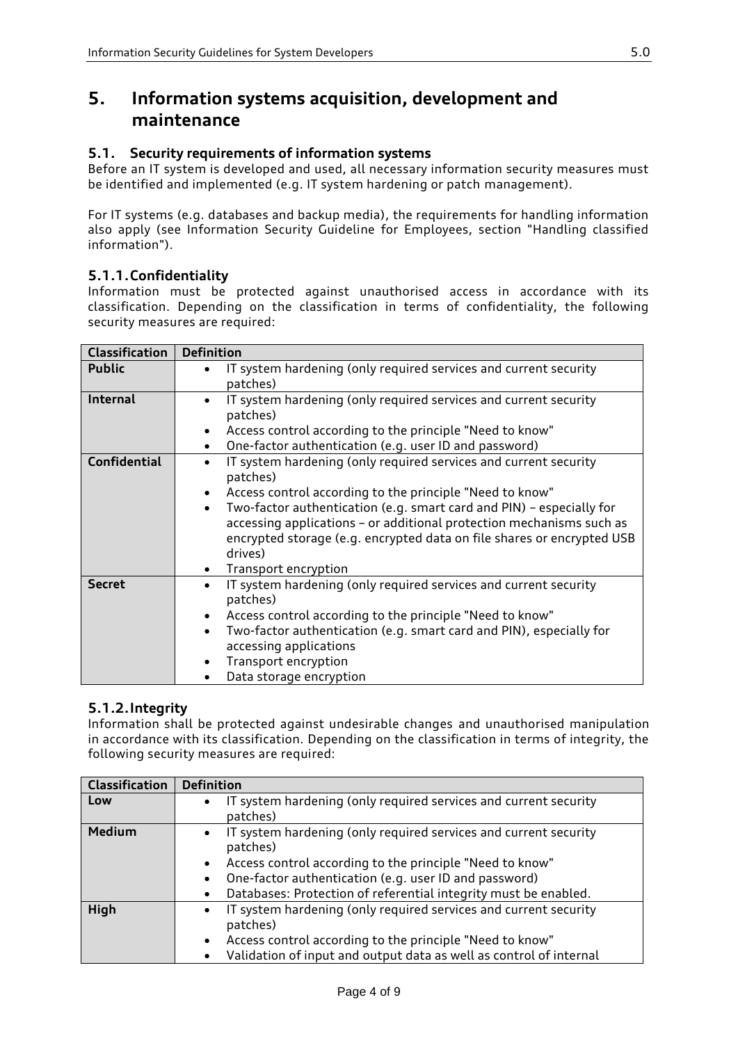# 5. Information systems acquisition, development and maintenance

## 5.1. Security requirements of information systems

Before an IT system is developed and used, all necessary information security measures must be identified and implemented (e.g. IT system hardening or patch management).

For IT systems (e.g. databases and backup media), the requirements for handling information also apply (see Information Security Guideline for Employees, section "Handling classified information").

### 5.1.1. Confidentiality

Information must be protected against unauthorised access in accordance with its classification. Depending on the classification in terms of confidentiality, the following security measures are required:

| Classification | Definition |
|---|---|
| **Public** | • IT system hardening (only required services and current security patches) |
| **Internal** | • IT system hardening (only required services and current security patches)<br>• Access control according to the principle "Need to know"<br>• One-factor authentication (e.g. user ID and password) |
| **Confidential** | • IT system hardening (only required services and current security patches)<br>• Access control according to the principle "Need to know"<br>• Two-factor authentication (e.g. smart card and PIN) – especially for accessing applications – or additional protection mechanisms such as encrypted storage (e.g. encrypted data on file shares or encrypted USB drives)<br>• Transport encryption |
| **Secret** | • IT system hardening (only required services and current security patches)<br>• Access control according to the principle "Need to know"<br>• Two-factor authentication (e.g. smart card and PIN), especially for accessing applications<br>• Transport encryption<br>• Data storage encryption |

### 5.1.2. Integrity

Information shall be protected against undesirable changes and unauthorised manipulation in accordance with its classification. Depending on the classification in terms of integrity, the following security measures are required:

| Classification | Definition |
|---|---|
| **Low** | • IT system hardening (only required services and current security patches) |
| **Medium** | • IT system hardening (only required services and current security patches)<br>• Access control according to the principle "Need to know"<br>• One-factor authentication (e.g. user ID and password)<br>• Databases: Protection of referential integrity must be enabled. |
| **High** | • IT system hardening (only required services and current security patches)<br>• Access control according to the principle "Need to know"<br>• Validation of input and output data as well as control of internal |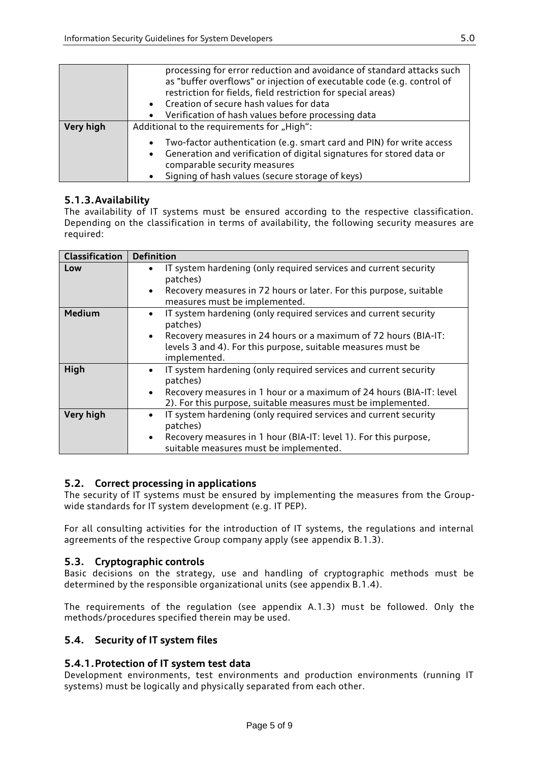| | |
|---|---|
| | processing for error reduction and avoidance of standard attacks such as "buffer overflows" or injection of executable code (e.g. control of restriction for fields, field restriction for special areas)<br>• Creation of secure hash values for data<br>• Verification of hash values before processing data |
| **Very high** | Additional to the requirements for „High“:<br>• Two-factor authentication (e.g. smart card and PIN) for write access<br>• Generation and verification of digital signatures for stored data or comparable security measures<br>• Signing of hash values (secure storage of keys) |

### 5.1.3. Availability

The availability of IT systems must be ensured according to the respective classification. Depending on the classification in terms of availability, the following security measures are required:

| Classification | Definition |
|---|---|
| **Low** | • IT system hardening (only required services and current security patches)<br>• Recovery measures in 72 hours or later. For this purpose, suitable measures must be implemented. |
| **Medium** | • IT system hardening (only required services and current security patches)<br>• Recovery measures in 24 hours or a maximum of 72 hours (BIA-IT: levels 3 and 4). For this purpose, suitable measures must be implemented. |
| **High** | • IT system hardening (only required services and current security patches)<br>• Recovery measures in 1 hour or a maximum of 24 hours (BIA-IT: level 2). For this purpose, suitable measures must be implemented. |
| **Very high** | • IT system hardening (only required services and current security patches)<br>• Recovery measures in 1 hour (BIA-IT: level 1). For this purpose, suitable measures must be implemented. |

## 5.2. Correct processing in applications

The security of IT systems must be ensured by implementing the measures from the Group-wide standards for IT system development (e.g. IT PEP).

For all consulting activities for the introduction of IT systems, the regulations and internal agreements of the respective Group company apply (see appendix B.1.3).

## 5.3. Cryptographic controls

Basic decisions on the strategy, use and handling of cryptographic methods must be determined by the responsible organizational units (see appendix B.1.4).

The requirements of the regulation (see appendix A.1.3) must be followed. Only the methods/procedures specified therein may be used.

## 5.4. Security of IT system files

### 5.4.1. Protection of IT system test data

Development environments, test environments and production environments (running IT systems) must be logically and physically separated from each other.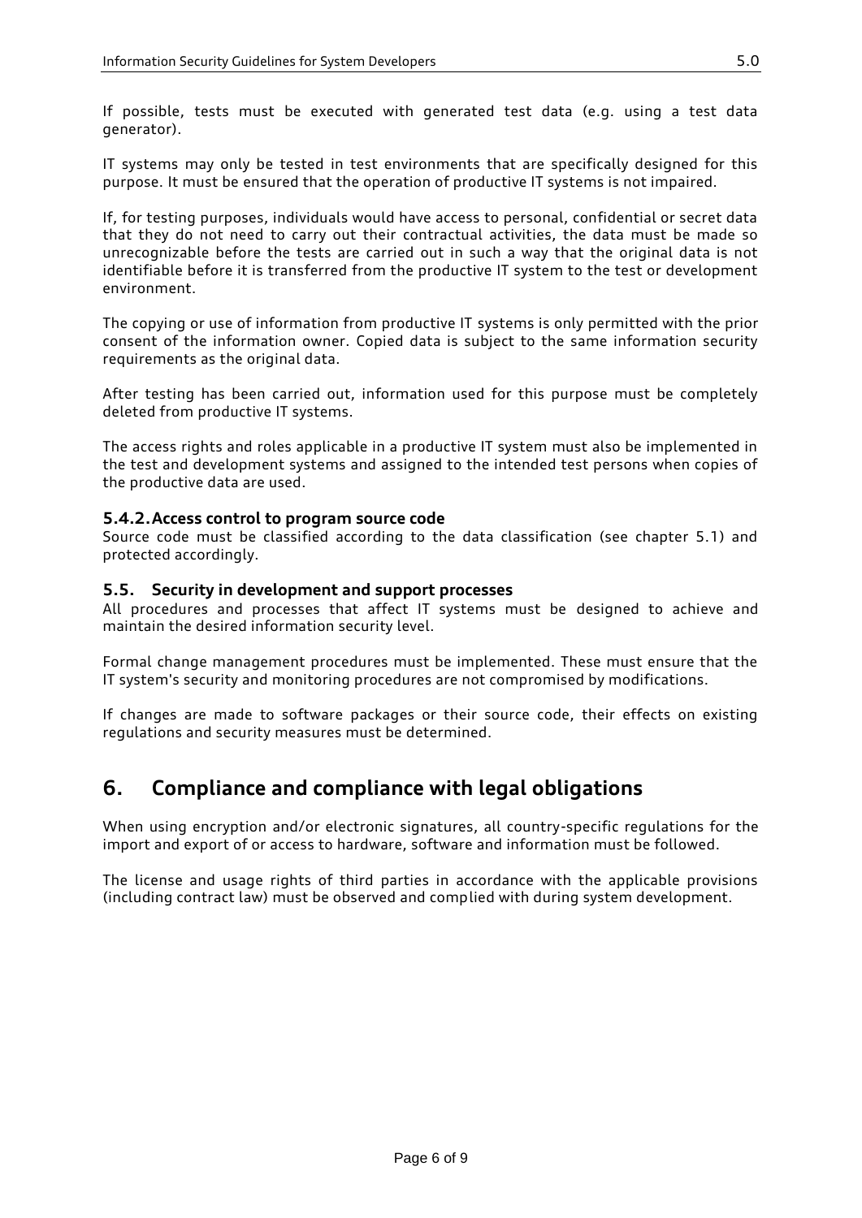If possible, tests must be executed with generated test data (e.g. using a test data generator).

IT systems may only be tested in test environments that are specifically designed for this purpose. It must be ensured that the operation of productive IT systems is not impaired.

If, for testing purposes, individuals would have access to personal, confidential or secret data that they do not need to carry out their contractual activities, the data must be made so unrecognizable before the tests are carried out in such a way that the original data is not identifiable before it is transferred from the productive IT system to the test or development environment.

The copying or use of information from productive IT systems is only permitted with the prior consent of the information owner. Copied data is subject to the same information security requirements as the original data.

After testing has been carried out, information used for this purpose must be completely deleted from productive IT systems.

The access rights and roles applicable in a productive IT system must also be implemented in the test and development systems and assigned to the intended test persons when copies of the productive data are used.

### 5.4.2. Access control to program source code

Source code must be classified according to the data classification (see chapter 5.1) and protected accordingly.

## 5.5. Security in development and support processes

All procedures and processes that affect IT systems must be designed to achieve and maintain the desired information security level.

Formal change management procedures must be implemented. These must ensure that the IT system's security and monitoring procedures are not compromised by modifications.

If changes are made to software packages or their source code, their effects on existing regulations and security measures must be determined.

# 6. Compliance and compliance with legal obligations

When using encryption and/or electronic signatures, all country-specific regulations for the import and export of or access to hardware, software and information must be followed.

The license and usage rights of third parties in accordance with the applicable provisions (including contract law) must be observed and complied with during system development.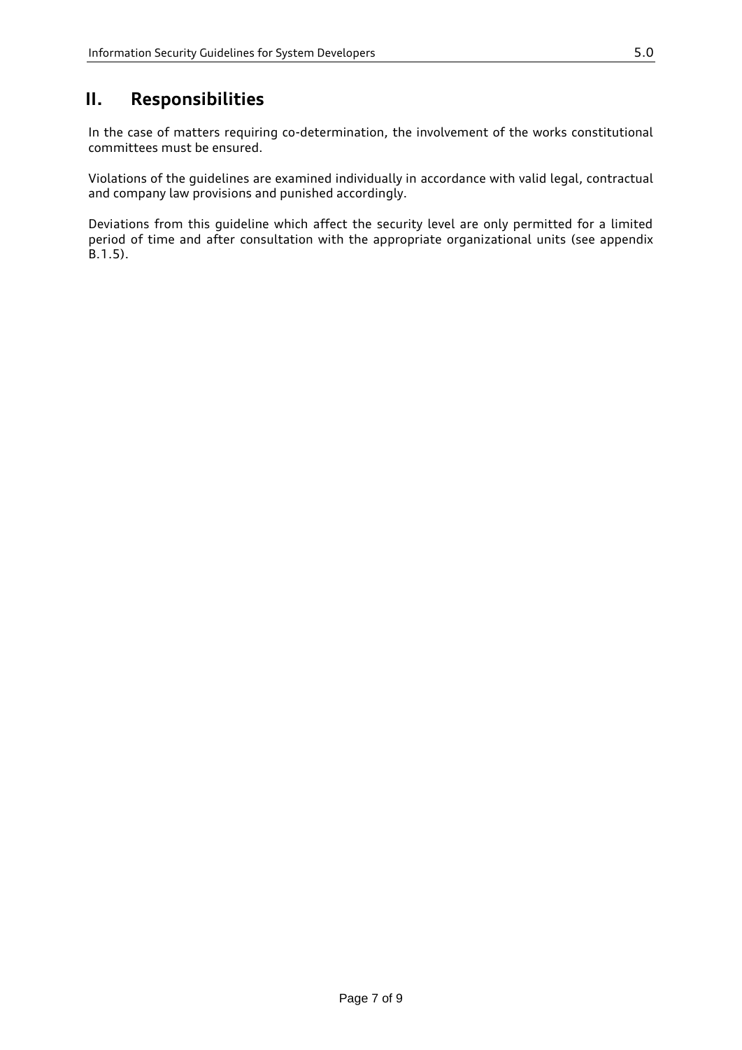## II. Responsibilities

In the case of matters requiring co-determination, the involvement of the works constitutional committees must be ensured.

Violations of the guidelines are examined individually in accordance with valid legal, contractual and company law provisions and punished accordingly.

Deviations from this guideline which affect the security level are only permitted for a limited period of time and after consultation with the appropriate organizational units (see appendix B.1.5).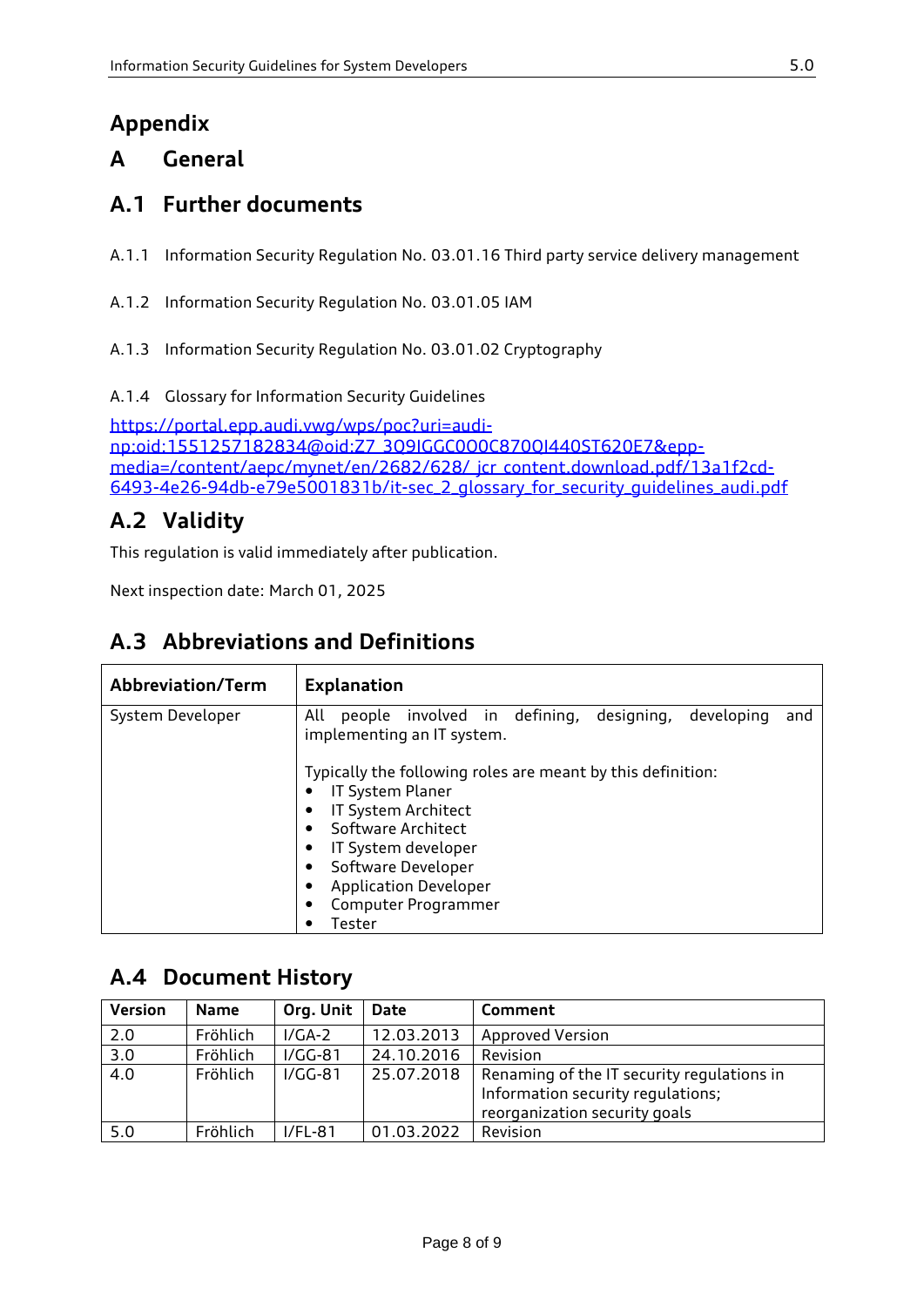# Appendix

# A General

## A.1 Further documents

A.1.1 Information Security Regulation No. 03.01.16 Third party service delivery management

A.1.2 Information Security Regulation No. 03.01.05 IAM

A.1.3 Information Security Regulation No. 03.01.02 Cryptography

A.1.4 Glossary for Information Security Guidelines

[https://portal.epp.audi.vwg/wps/poc?uri=audi-np:oid:1551257182834@oid:Z7_3Q9IGGC0O0C870QI440ST620E7&epp-media=/content/aepc/mynet/en/2682/628/_jcr_content.download.pdf/13a1f2cd-6493-4e26-94db-e79e5001831b/it-sec_2_glossary_for_security_guidelines_audi.pdf](https://portal.epp.audi.vwg/wps/poc?uri=audi-np:oid:1551257182834@oid:Z7_3Q9IGGC0O0C870QI440ST620E7&epp-media=/content/aepc/mynet/en/2682/628/_jcr_content.download.pdf/13a1f2cd-6493-4e26-94db-e79e5001831b/it-sec_2_glossary_for_security_guidelines_audi.pdf)

## A.2 Validity

This regulation is valid immediately after publication.

Next inspection date: March 01, 2025

## A.3 Abbreviations and Definitions

| Abbreviation/Term | Explanation |
|---|---|
| System Developer | All people involved in defining, designing, developing and implementing an IT system.<br><br>Typically the following roles are meant by this definition:<br>• IT System Planer<br>• IT System Architect<br>• Software Architect<br>• IT System developer<br>• Software Developer<br>• Application Developer<br>• Computer Programmer<br>• Tester |

## A.4 Document History

| Version | Name | Org. Unit | Date | Comment |
|---|---|---|---|---|
| 2.0 | Fröhlich | I/GA-2 | 12.03.2013 | Approved Version |
| 3.0 | Fröhlich | I/GG-81 | 24.10.2016 | Revision |
| 4.0 | Fröhlich | I/GG-81 | 25.07.2018 | Renaming of the IT security regulations in Information security regulations; reorganization security goals |
| 5.0 | Fröhlich | I/FL-81 | 01.03.2022 | Revision |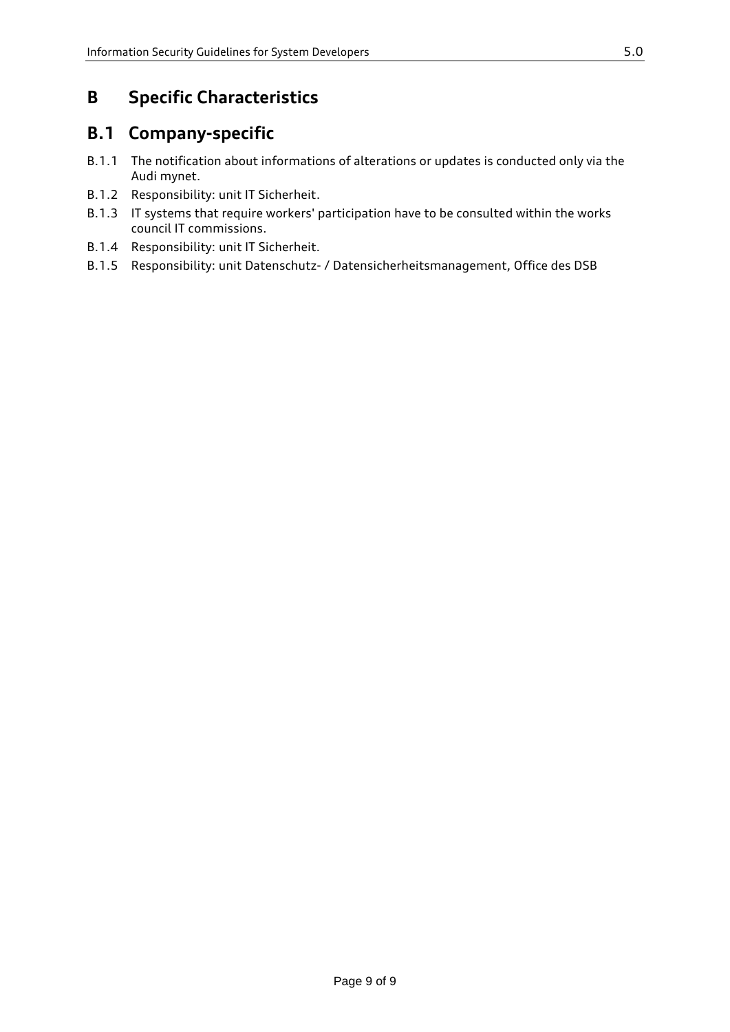# B Specific Characteristics

## B.1 Company-specific

B.1.1 The notification about informations of alterations or updates is conducted only via the Audi mynet.

B.1.2 Responsibility: unit IT Sicherheit.

B.1.3 IT systems that require workers' participation have to be consulted within the works council IT commissions.

B.1.4 Responsibility: unit IT Sicherheit.

B.1.5 Responsibility: unit Datenschutz- / Datensicherheitsmanagement, Office des DSB